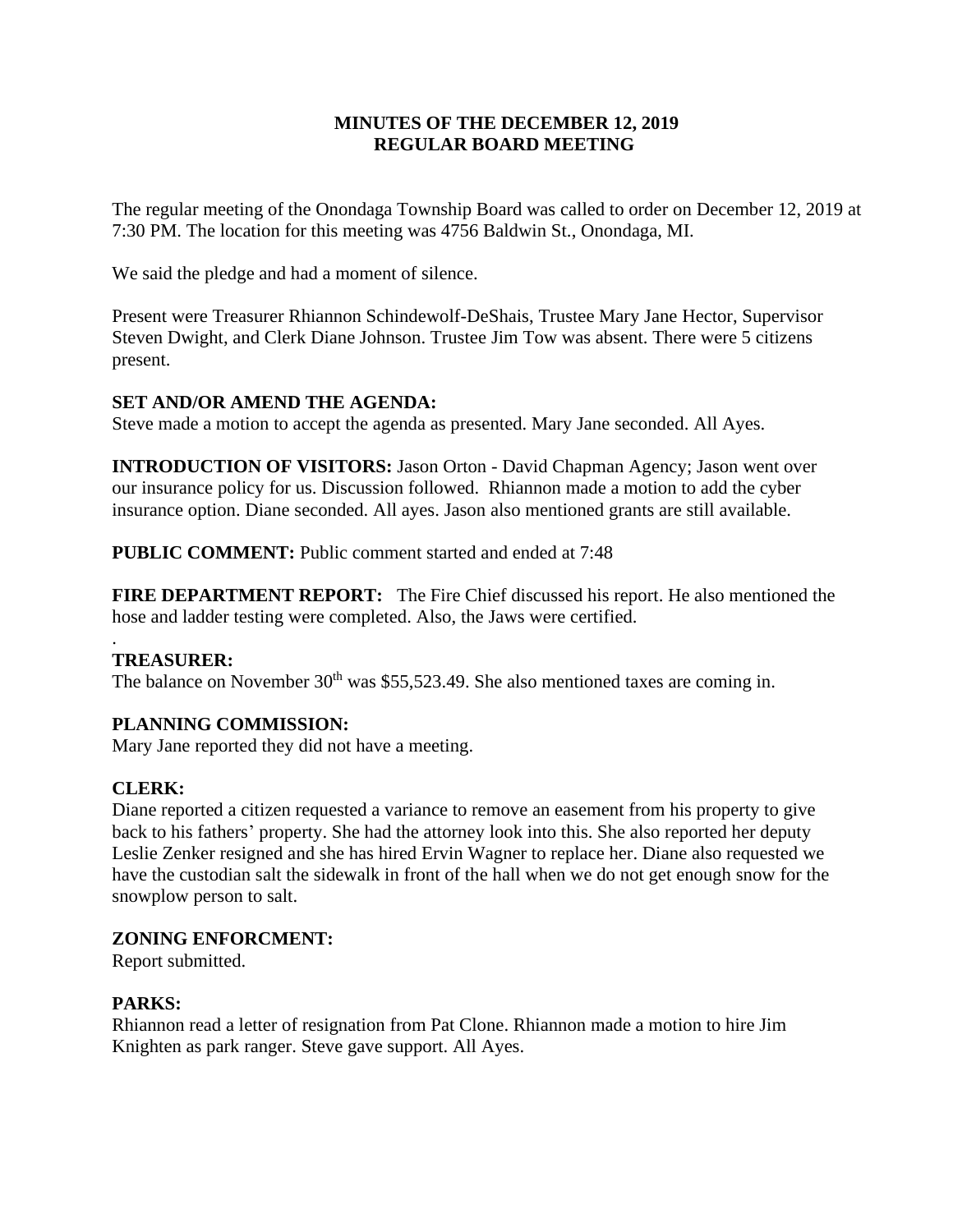# MINUTES OF THE DECEMBER 12, 2019
# REGULAR BOARD MEETING

The regular meeting of the Onondaga Township Board was called to order on December 12, 2019 at 7:30 PM. The location for this meeting was 4756 Baldwin St., Onondaga, MI.

We said the pledge and had a moment of silence.

Present were Treasurer Rhiannon Schindewolf-DeShais, Trustee Mary Jane Hector, Supervisor Steven Dwight, and Clerk Diane Johnson. Trustee Jim Tow was absent. There were 5 citizens present.

**SET AND/OR AMEND THE AGENDA:**
Steve made a motion to accept the agenda as presented. Mary Jane seconded. All Ayes.

**INTRODUCTION OF VISITORS:** Jason Orton - David Chapman Agency; Jason went over our insurance policy for us. Discussion followed. Rhiannon made a motion to add the cyber insurance option. Diane seconded. All ayes. Jason also mentioned grants are still available.

**PUBLIC COMMENT:** Public comment started and ended at 7:48

**FIRE DEPARTMENT REPORT:** The Fire Chief discussed his report. He also mentioned the hose and ladder testing were completed. Also, the Jaws were certified.

.

**TREASURER:**
The balance on November 30th was $55,523.49. She also mentioned taxes are coming in.

**PLANNING COMMISSION:**
Mary Jane reported they did not have a meeting.

**CLERK:**
Diane reported a citizen requested a variance to remove an easement from his property to give back to his fathers' property. She had the attorney look into this. She also reported her deputy Leslie Zenker resigned and she has hired Ervin Wagner to replace her. Diane also requested we have the custodian salt the sidewalk in front of the hall when we do not get enough snow for the snowplow person to salt.

**ZONING ENFORCMENT:**
Report submitted.

**PARKS:**
Rhiannon read a letter of resignation from Pat Clone. Rhiannon made a motion to hire Jim Knighten as park ranger. Steve gave support. All Ayes.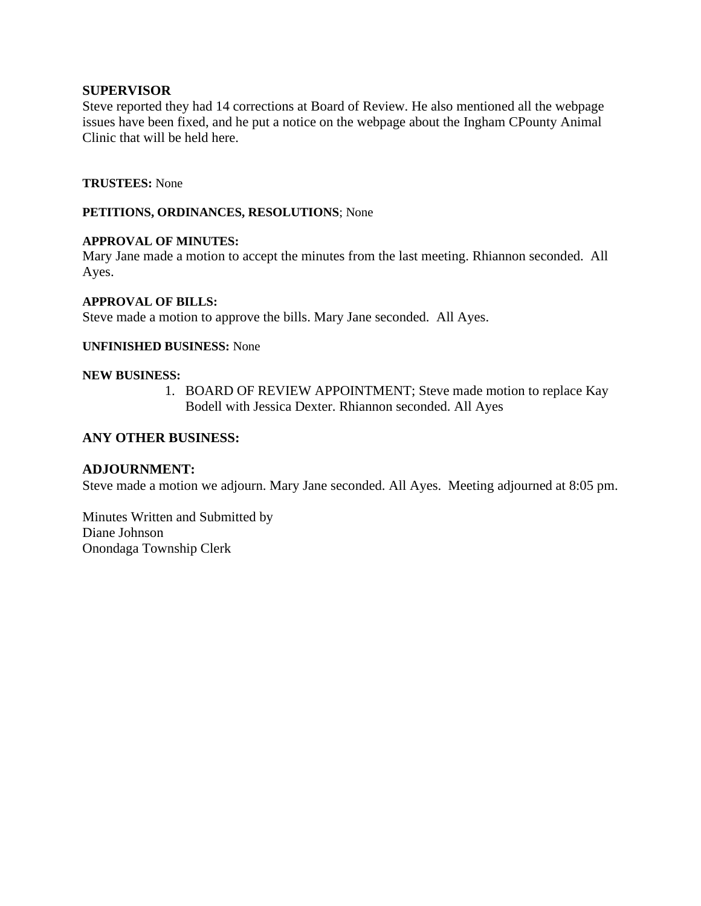**SUPERVISOR**

Steve reported they had 14 corrections at Board of Review. He also mentioned all the webpage issues have been fixed, and he put a notice on the webpage about the Ingham CPounty Animal Clinic that will be held here.

**TRUSTEES:** None

**PETITIONS, ORDINANCES, RESOLUTIONS**; None

**APPROVAL OF MINUTES:**

Mary Jane made a motion to accept the minutes from the last meeting. Rhiannon seconded. All Ayes.

**APPROVAL OF BILLS:**

Steve made a motion to approve the bills. Mary Jane seconded. All Ayes.

**UNFINISHED BUSINESS:** None

**NEW BUSINESS:**

1. BOARD OF REVIEW APPOINTMENT; Steve made motion to replace Kay Bodell with Jessica Dexter. Rhiannon seconded. All Ayes

**ANY OTHER BUSINESS:**

**ADJOURNMENT:**

Steve made a motion we adjourn. Mary Jane seconded. All Ayes. Meeting adjourned at 8:05 pm.

Minutes Written and Submitted by
Diane Johnson
Onondaga Township Clerk